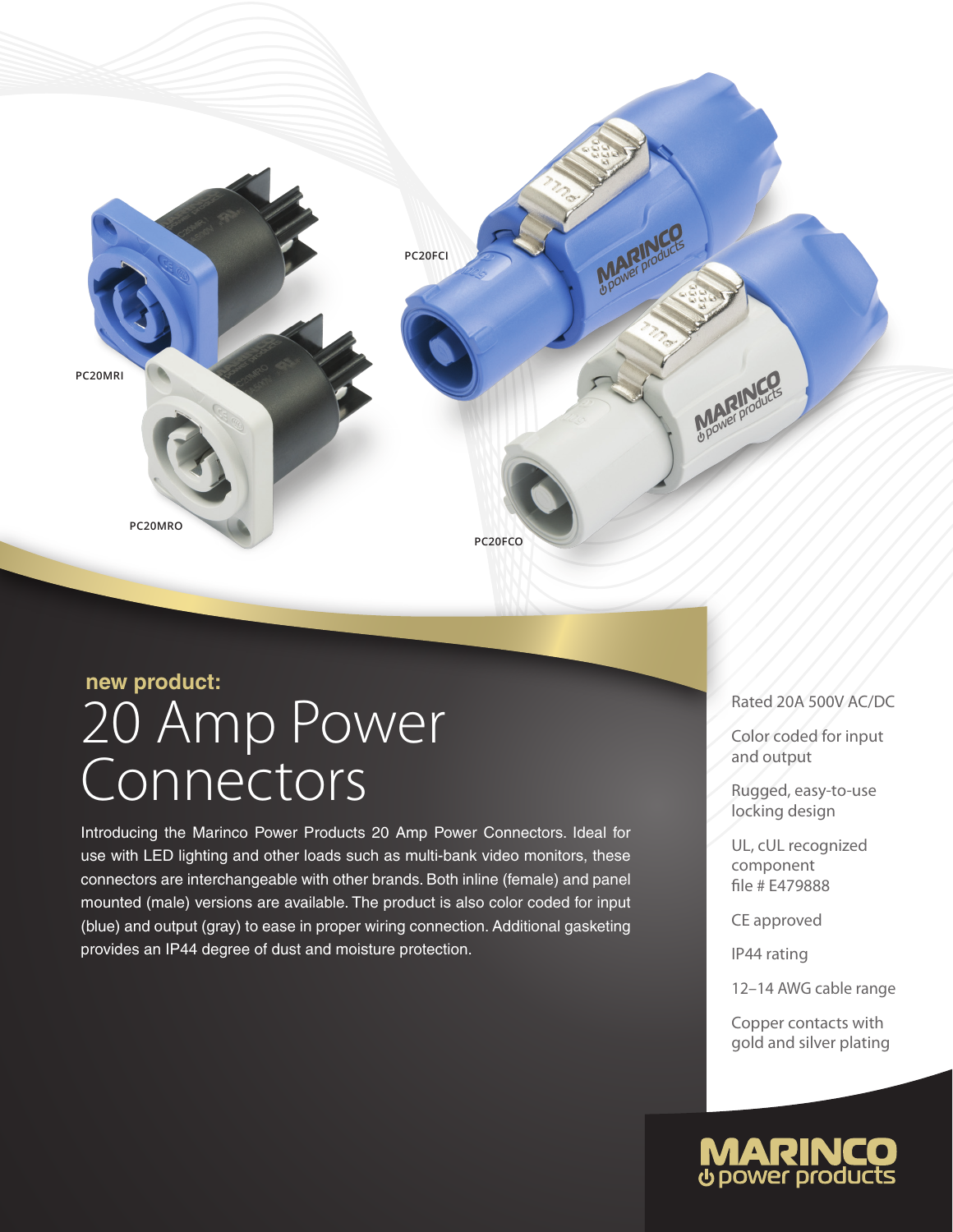PC20MRI

PC20MRO

PC20FCI

PC20FCO

**new product:**

# 20 Amp Power Connectors

Introducing the Marinco Power Products 20 Amp Power Connectors. Ideal for use with LED lighting and other loads such as multi-bank video monitors, these connectors are interchangeable with other brands. Both inline (female) and panel mounted (male) versions are available. The product is also color coded for input (blue) and output (gray) to ease in proper wiring connection. Additional gasketing provides an IP44 degree of dust and moisture protection.

- Rated 20A 500V AC/DC
- Color coded for input and output
- Rugged, easy-to-use locking design
- UL, cUL recognized component file # E479888
- CE approved
- IP44 rating
- 12–14 AWG cable range
- Copper contacts with gold and silver plating

MARINCO power products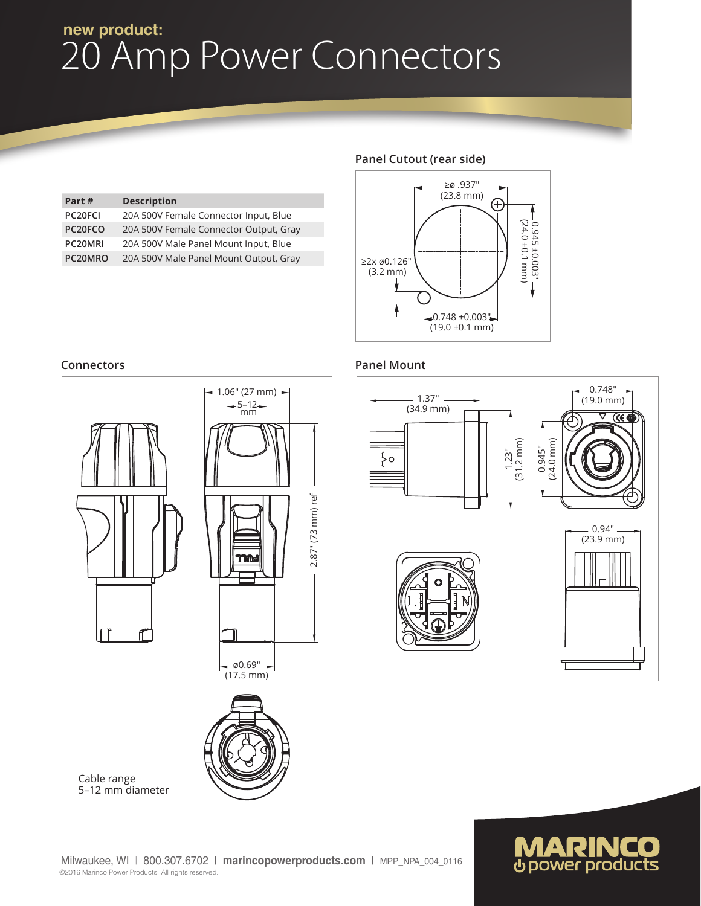**new product:**

# 20 Amp Power Connectors

| Part # | Description |
|---|---|
| PC20FCI | 20A 500V Female Connector Input, Blue |
| PC20FCO | 20A 500V Female Connector Output, Gray |
| PC20MRI | 20A 500V Male Panel Mount Input, Blue |
| PC20MRO | 20A 500V Male Panel Mount Output, Gray |

## Panel Cutout (rear side)

≥ø .937"
(23.8 mm)

0.945 ±0.003"
(24.0 ±0.1 mm)

≥2x ø0.126"
(3.2 mm)

0.748 ±0.003"
(19.0 ±0.1 mm)

## Connectors

1.06" (27 mm)

5–12 mm

2.87" (73 mm) ref

ø0.69"
(17.5 mm)

PULL

Cable range
5–12 mm diameter

## Panel Mount

1.37"
(34.9 mm)

1.23"
(31.2 mm)

0.945"
(24.0 mm)

0.748"
(19.0 mm)

0.94"
(23.9 mm)

L

N

Milwaukee, WI | 800.307.6702 | **marincopowerproducts.com** | MPP_NPA_004_0116

©2016 Marinco Power Products. All rights reserved.

MARINCO power products